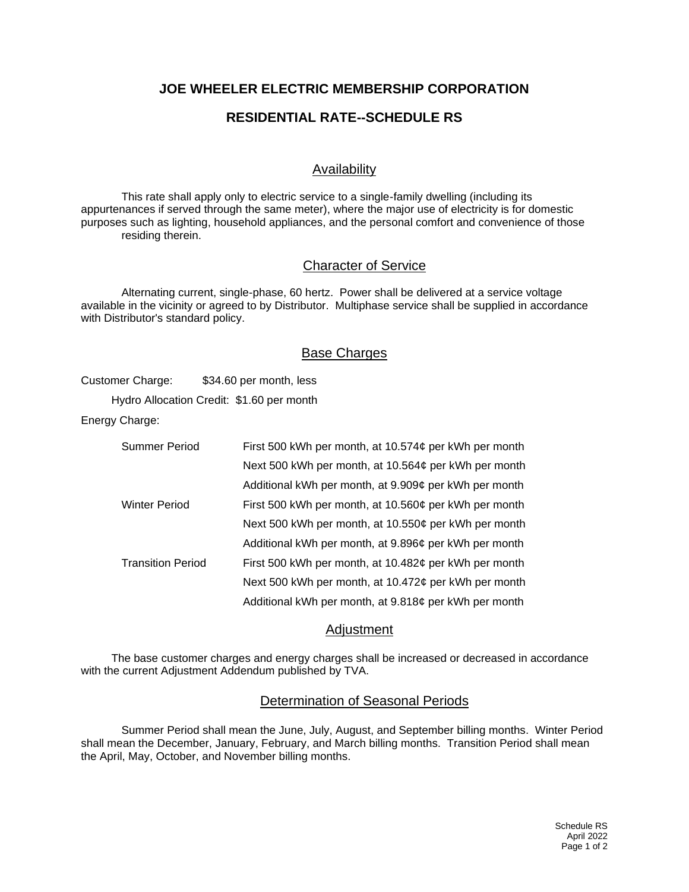# JOE WHEELER ELECTRIC MEMBERSHIP CORPORATION

## RESIDENTIAL RATE--SCHEDULE RS

### Availability

This rate shall apply only to electric service to a single-family dwelling (including its appurtenances if served through the same meter), where the major use of electricity is for domestic purposes such as lighting, household appliances, and the personal comfort and convenience of those residing therein.

### Character of Service

Alternating current, single-phase, 60 hertz. Power shall be delivered at a service voltage available in the vicinity or agreed to by Distributor. Multiphase service shall be supplied in accordance with Distributor's standard policy.

### Base Charges

Customer Charge: $34.60 per month, less

Hydro Allocation Credit: $1.60 per month

Energy Charge:

| | |
|---|---|
| Summer Period | First 500 kWh per month, at 10.574¢ per kWh per month |
| | Next 500 kWh per month, at 10.564¢ per kWh per month |
| | Additional kWh per month, at 9.909¢ per kWh per month |
| Winter Period | First 500 kWh per month, at 10.560¢ per kWh per month |
| | Next 500 kWh per month, at 10.550¢ per kWh per month |
| | Additional kWh per month, at 9.896¢ per kWh per month |
| Transition Period | First 500 kWh per month, at 10.482¢ per kWh per month |
| | Next 500 kWh per month, at 10.472¢ per kWh per month |
| | Additional kWh per month, at 9.818¢ per kWh per month |

### Adjustment

The base customer charges and energy charges shall be increased or decreased in accordance with the current Adjustment Addendum published by TVA.

### Determination of Seasonal Periods

Summer Period shall mean the June, July, August, and September billing months. Winter Period shall mean the December, January, February, and March billing months. Transition Period shall mean the April, May, October, and November billing months.

Schedule RS
April 2022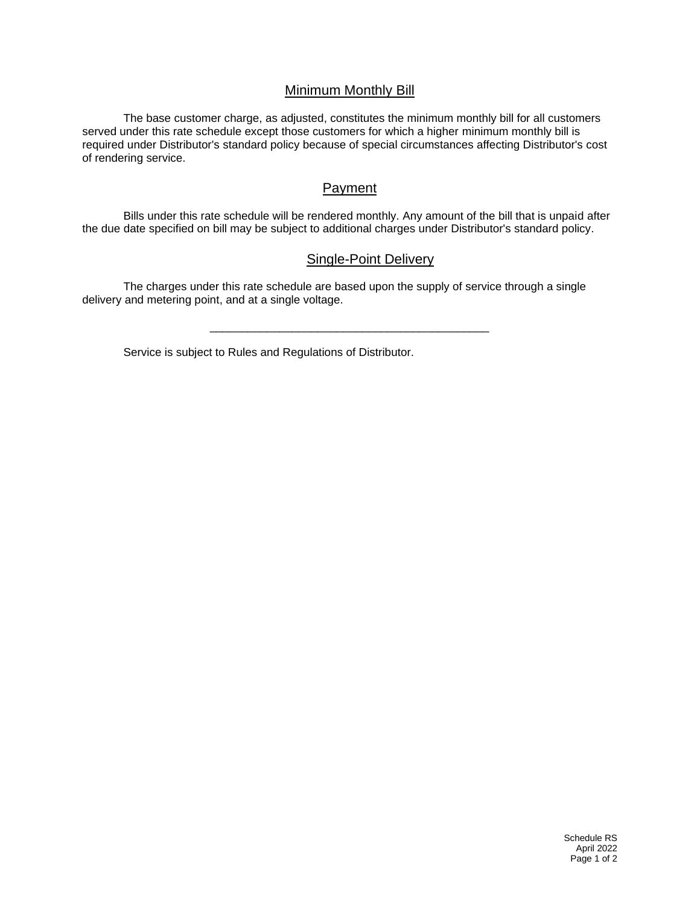## Minimum Monthly Bill

The base customer charge, as adjusted, constitutes the minimum monthly bill for all customers served under this rate schedule except those customers for which a higher minimum monthly bill is required under Distributor's standard policy because of special circumstances affecting Distributor's cost of rendering service.

## Payment

Bills under this rate schedule will be rendered monthly. Any amount of the bill that is unpaid after the due date specified on bill may be subject to additional charges under Distributor's standard policy.

## Single-Point Delivery

The charges under this rate schedule are based upon the supply of service through a single delivery and metering point, and at a single voltage.

---

Service is subject to Rules and Regulations of Distributor.